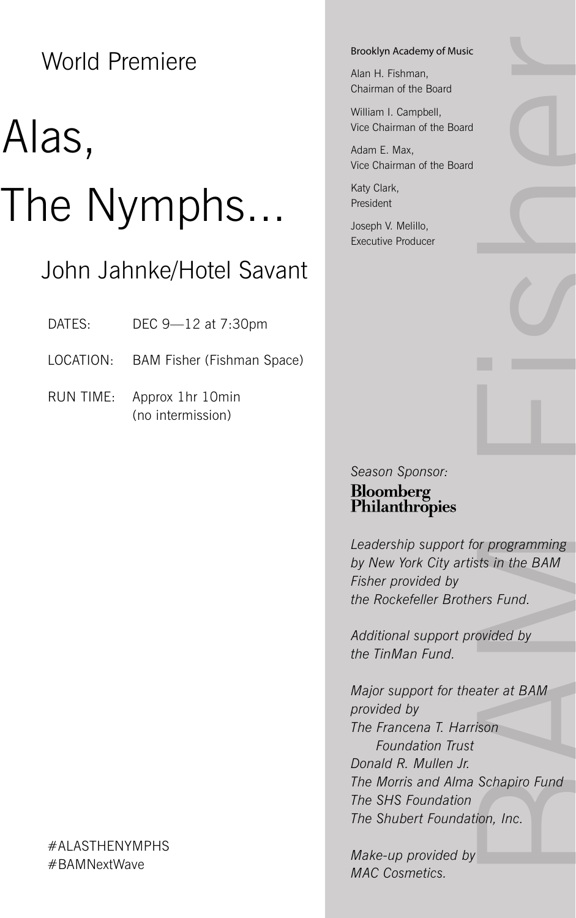World Premiere

# Alas, The Nymphs...

## John Jahnke/Hotel Savant

| | |
|---|---|
| DATES: | DEC 9—12 at 7:30pm |
| LOCATION: | BAM Fisher (Fishman Space) |
| RUN TIME: | Approx 1hr 10min (no intermission) |

#ALASTHENYMPHS
#BAMNextWave

BAM Fisher

Brooklyn Academy of Music

Alan H. Fishman,
Chairman of the Board

William I. Campbell,
Vice Chairman of the Board

Adam E. Max,
Vice Chairman of the Board

Katy Clark,
President

Joseph V. Melillo,
Executive Producer

*Season Sponsor:*

**Bloomberg Philanthropies**

*Leadership support for programming by New York City artists in the BAM Fisher provided by the Rockefeller Brothers Fund.*

*Additional support provided by the TinMan Fund.*

*Major support for theater at BAM provided by*
*The Francena T. Harrison Foundation Trust*
*Donald R. Mullen Jr.*
*The Morris and Alma Schapiro Fund*
*The SHS Foundation*
*The Shubert Foundation, Inc.*

*Make-up provided by MAC Cosmetics.*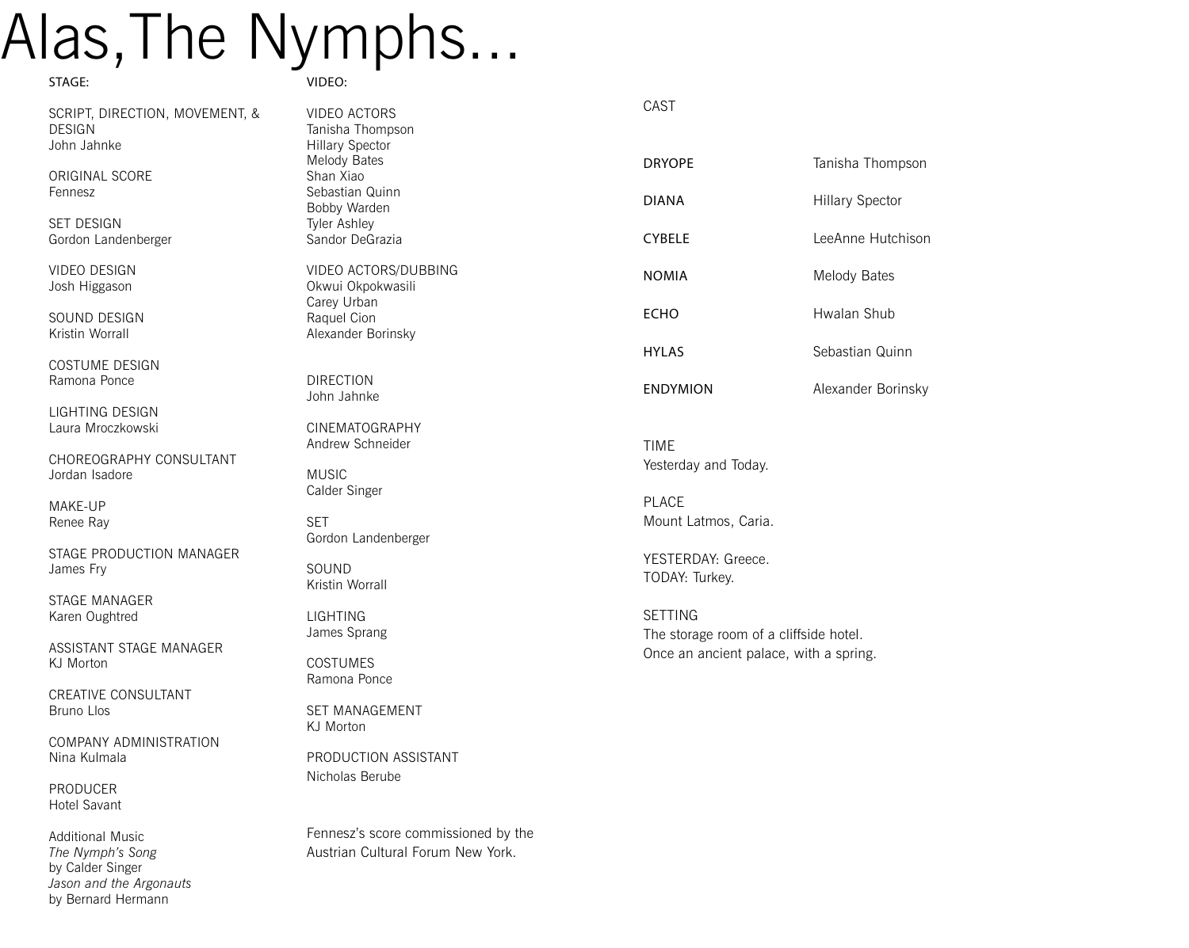# Alas,The Nymphs...

## STAGE:

SCRIPT, DIRECTION, MOVEMENT, & DESIGN
John Jahnke

ORIGINAL SCORE
Fennesz

SET DESIGN
Gordon Landenberger

VIDEO DESIGN
Josh Higgason

SOUND DESIGN
Kristin Worrall

COSTUME DESIGN
Ramona Ponce

LIGHTING DESIGN
Laura Mroczkowski

CHOREOGRAPHY CONSULTANT
Jordan Isadore

MAKE-UP
Renee Ray

STAGE PRODUCTION MANAGER
James Fry

STAGE MANAGER
Karen Oughtred

ASSISTANT STAGE MANAGER
KJ Morton

CREATIVE CONSULTANT
Bruno Llos

COMPANY ADMINISTRATION
Nina Kulmala

PRODUCER
Hotel Savant

Additional Music
*The Nymph's Song*
by Calder Singer
*Jason and the Argonauts*
by Bernard Hermann

## VIDEO:

VIDEO ACTORS
Tanisha Thompson
Hillary Spector
Melody Bates
Shan Xiao
Sebastian Quinn
Bobby Warden
Tyler Ashley
Sandor DeGrazia

VIDEO ACTORS/DUBBING
Okwui Okpokwasili
Carey Urban
Raquel Cion
Alexander Borinsky

DIRECTION
John Jahnke

CINEMATOGRAPHY
Andrew Schneider

MUSIC
Calder Singer

SET
Gordon Landenberger

SOUND
Kristin Worrall

LIGHTING
James Sprang

COSTUMES
Ramona Ponce

SET MANAGEMENT
KJ Morton

PRODUCTION ASSISTANT
Nicholas Berube

Fennesz's score commissioned by the Austrian Cultural Forum New York.

## CAST

| | |
|---|---|
| DRYOPE | Tanisha Thompson |
| DIANA | Hillary Spector |
| CYBELE | LeeAnne Hutchison |
| NOMIA | Melody Bates |
| ECHO | Hwalan Shub |
| HYLAS | Sebastian Quinn |
| ENDYMION | Alexander Borinsky |

TIME
Yesterday and Today.

PLACE
Mount Latmos, Caria.

YESTERDAY: Greece.
TODAY: Turkey.

SETTING
The storage room of a cliffside hotel.
Once an ancient palace, with a spring.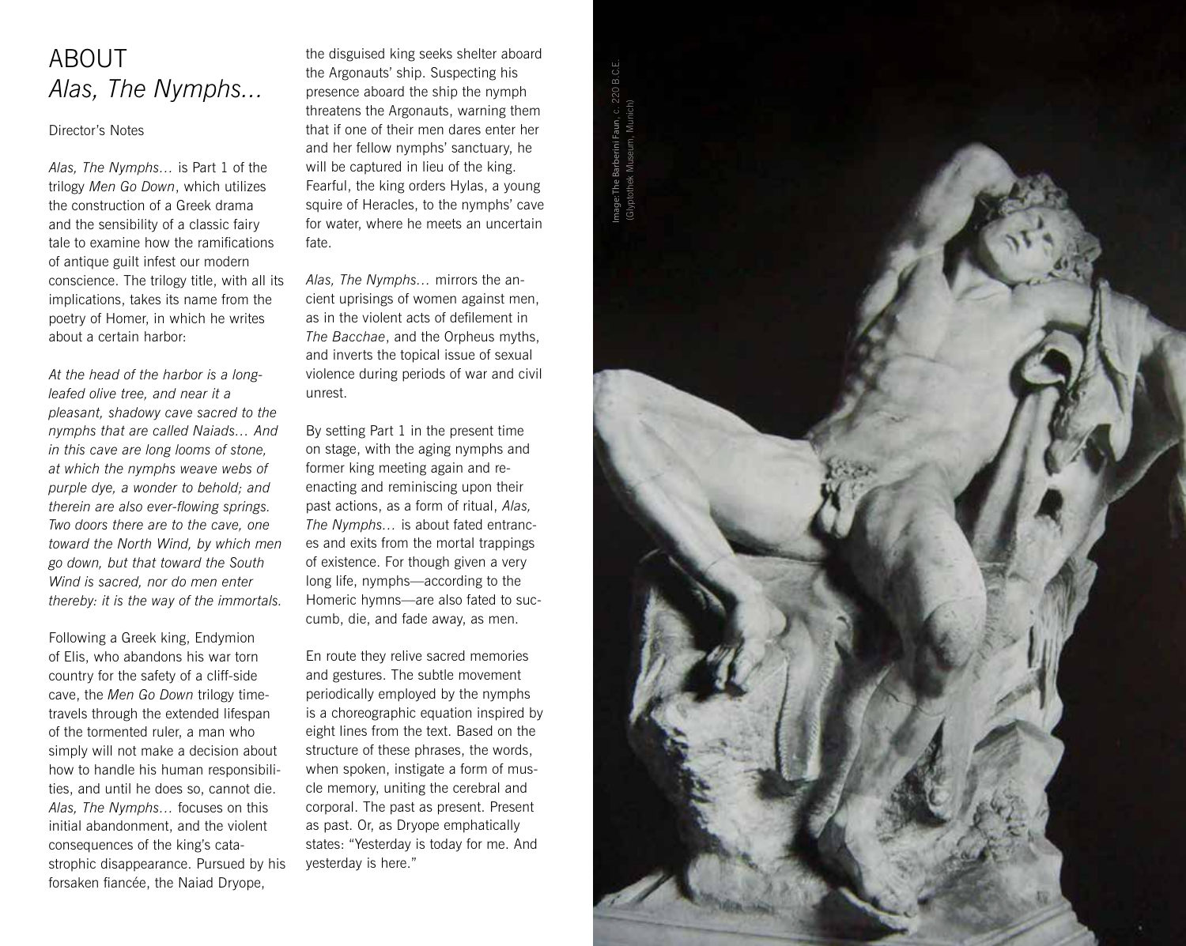# ABOUT *Alas, The Nymphs...*

Director's Notes

*Alas, The Nymphs...* is Part 1 of the trilogy *Men Go Down*, which utilizes the construction of a Greek drama and the sensibility of a classic fairy tale to examine how the ramifications of antique guilt infest our modern conscience. The trilogy title, with all its implications, takes its name from the poetry of Homer, in which he writes about a certain harbor:

*At the head of the harbor is a long-leafed olive tree, and near it a pleasant, shadowy cave sacred to the nymphs that are called Naiads... And in this cave are long looms of stone, at which the nymphs weave webs of purple dye, a wonder to behold; and therein are also ever-flowing springs. Two doors there are to the cave, one toward the North Wind, by which men go down, but that toward the South Wind is sacred, nor do men enter thereby: it is the way of the immortals.*

Following a Greek king, Endymion of Elis, who abandons his war torn country for the safety of a cliff-side cave, the *Men Go Down* trilogy time-travels through the extended lifespan of the tormented ruler, a man who simply will not make a decision about how to handle his human responsibilities, and until he does so, cannot die. *Alas, The Nymphs...* focuses on this initial abandonment, and the violent consequences of the king's catastrophic disappearance. Pursued by his forsaken fiancée, the Naiad Dryope, the disguised king seeks shelter aboard the Argonauts' ship. Suspecting his presence aboard the ship the nymph threatens the Argonauts, warning them that if one of their men dares enter her and her fellow nymphs' sanctuary, he will be captured in lieu of the king. Fearful, the king orders Hylas, a young squire of Heracles, to the nymphs' cave for water, where he meets an uncertain fate.

*Alas, The Nymphs...* mirrors the ancient uprisings of women against men, as in the violent acts of defilement in *The Bacchae*, and the Orpheus myths, and inverts the topical issue of sexual violence during periods of war and civil unrest.

By setting Part 1 in the present time on stage, with the aging nymphs and former king meeting again and reenacting and reminiscing upon their past actions, as a form of ritual, *Alas, The Nymphs...* is about fated entrances and exits from the mortal trappings of existence. For though given a very long life, nymphs—according to the Homeric hymns—are also fated to succumb, die, and fade away, as men.

En route they relive sacred memories and gestures. The subtle movement periodically employed by the nymphs is a choreographic equation inspired by eight lines from the text. Based on the structure of these phrases, the words, when spoken, instigate a form of muscle memory, uniting the cerebral and corporal. The past as present. Present as past. Or, as Dryope emphatically states: "Yesterday is today for me. And yesterday is here."

Image: **The Barberini Faun**, c. 220 B.C.E. (Glyptothek Museum, Munich)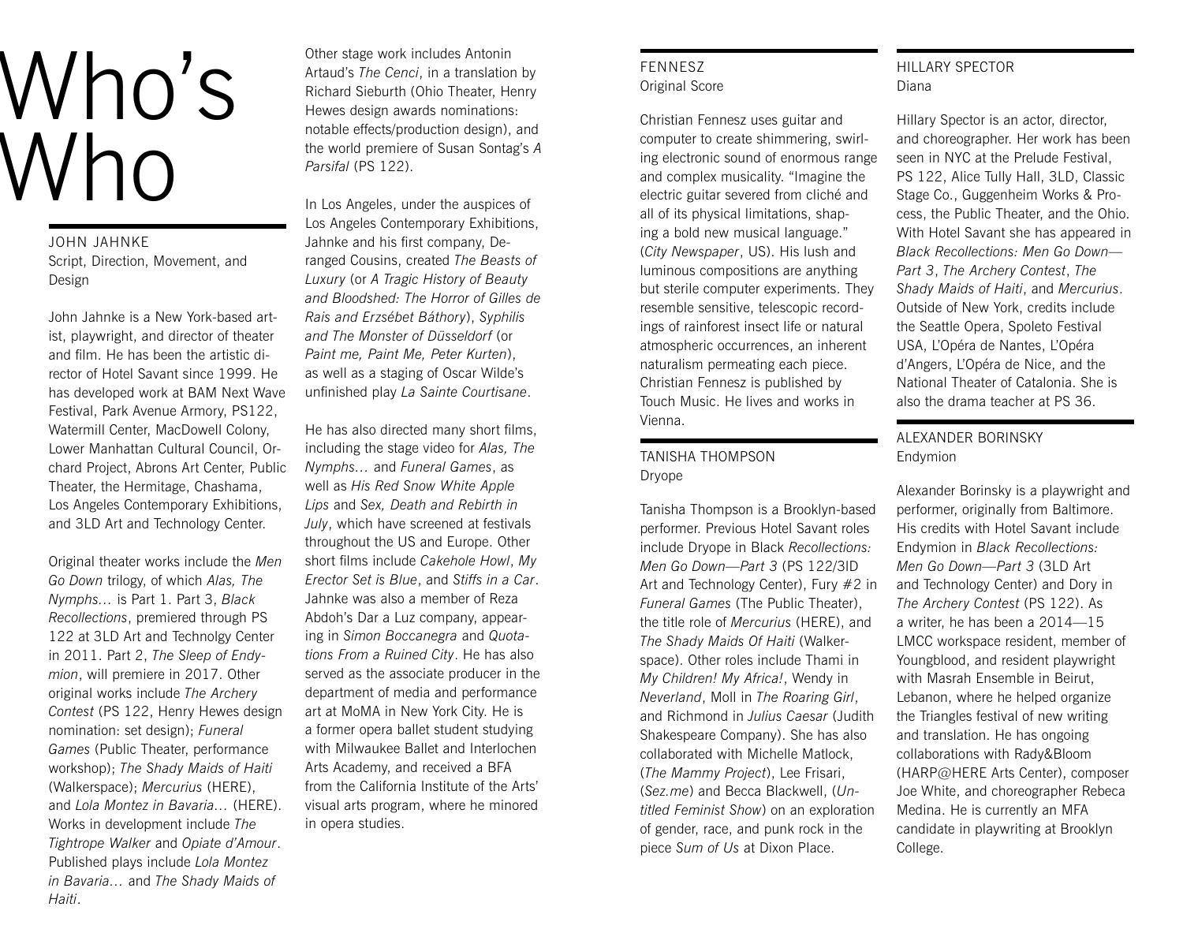# Who's Who

## JOHN JAHNKE
Script, Direction, Movement, and Design

John Jahnke is a New York-based artist, playwright, and director of theater and film. He has been the artistic director of Hotel Savant since 1999. He has developed work at BAM Next Wave Festival, Park Avenue Armory, PS122, Watermill Center, MacDowell Colony, Lower Manhattan Cultural Council, Orchard Project, Abrons Art Center, Public Theater, the Hermitage, Chashama, Los Angeles Contemporary Exhibitions, and 3LD Art and Technology Center.

Original theater works include the *Men Go Down* trilogy, of which *Alas, The Nymphs…* is Part 1. Part 3, *Black Recollections*, premiered through PS 122 at 3LD Art and Technolgy Center in 2011. Part 2, *The Sleep of Endymion*, will premiere in 2017. Other original works include *The Archery Contest* (PS 122, Henry Hewes design nomination: set design); *Funeral Games* (Public Theater, performance workshop); *The Shady Maids of Haiti* (Walkerspace); *Mercurius* (HERE), and *Lola Montez in Bavaria…* (HERE). Works in development include *The Tightrope Walker* and *Opiate d'Amour*. Published plays include *Lola Montez in Bavaria…* and *The Shady Maids of Haiti*.

Other stage work includes Antonin Artaud's *The Cenci*, in a translation by Richard Sieburth (Ohio Theater, Henry Hewes design awards nominations: notable effects/production design), and the world premiere of Susan Sontag's *A Parsifal* (PS 122).

In Los Angeles, under the auspices of Los Angeles Contemporary Exhibitions, Jahnke and his first company, Deranged Cousins, created *The Beasts of Luxury* (or *A Tragic History of Beauty and Bloodshed: The Horror of Gilles de Rais and Erzsébet Báthory*), *Syphilis and The Monster of Düsseldorf* (or *Paint me, Paint Me, Peter Kurten*), as well as a staging of Oscar Wilde's unfinished play *La Sainte Courtisane*.

He has also directed many short films, including the stage video for *Alas, The Nymphs…* and *Funeral Games*, as well as *His Red Snow White Apple Lips* and *Sex, Death and Rebirth in July*, which have screened at festivals throughout the US and Europe. Other short films include *Cakehole Howl*, *My Erector Set is Blue*, and *Stiffs in a Car*. Jahnke was also a member of Reza Abdoh's Dar a Luz company, appearing in *Simon Boccanegra* and *Quotations From a Ruined City*. He has also served as the associate producer in the department of media and performance art at MoMA in New York City. He is a former opera ballet student studying with Milwaukee Ballet and Interlochen Arts Academy, and received a BFA from the California Institute of the Arts' visual arts program, where he minored in opera studies.

## FENNESZ
Original Score

Christian Fennesz uses guitar and computer to create shimmering, swirling electronic sound of enormous range and complex musicality. "Imagine the electric guitar severed from cliché and all of its physical limitations, shaping a bold new musical language." (*City Newspaper*, US). His lush and luminous compositions are anything but sterile computer experiments. They resemble sensitive, telescopic recordings of rainforest insect life or natural atmospheric occurrences, an inherent naturalism permeating each piece. Christian Fennesz is published by Touch Music. He lives and works in Vienna.

## TANISHA THOMPSON
Dryope

Tanisha Thompson is a Brooklyn-based performer. Previous Hotel Savant roles include Dryope in Black *Recollections: Men Go Down—Part 3* (PS 122/3lD Art and Technology Center), Fury #2 in *Funeral Games* (The Public Theater), the title role of *Mercurius* (HERE), and *The Shady Maids Of Haiti* (Walkerspace). Other roles include Thami in *My Children! My Africa!*, Wendy in *Neverland*, Moll in *The Roaring Girl*, and Richmond in *Julius Caesar* (Judith Shakespeare Company). She has also collaborated with Michelle Matlock, (*The Mammy Project*), Lee Frisari, (*Sez.me*) and Becca Blackwell, (*Untitled Feminist Show*) on an exploration of gender, race, and punk rock in the piece *Sum of Us* at Dixon Place.

## HILLARY SPECTOR
Diana

Hillary Spector is an actor, director, and choreographer. Her work has been seen in NYC at the Prelude Festival, PS 122, Alice Tully Hall, 3LD, Classic Stage Co., Guggenheim Works & Process, the Public Theater, and the Ohio. With Hotel Savant she has appeared in *Black Recollections: Men Go Down—Part 3*, *The Archery Contest*, *The Shady Maids of Haiti*, and *Mercurius*. Outside of New York, credits include the Seattle Opera, Spoleto Festival USA, L'Opéra de Nantes, L'Opéra d'Angers, L'Opéra de Nice, and the National Theater of Catalonia. She is also the drama teacher at PS 36.

## ALEXANDER BORINSKY
Endymion

Alexander Borinsky is a playwright and performer, originally from Baltimore. His credits with Hotel Savant include Endymion in *Black Recollections: Men Go Down—Part 3* (3LD Art and Technology Center) and Dory in *The Archery Contest* (PS 122). As a writer, he has been a 2014—15 LMCC workspace resident, member of Youngblood, and resident playwright with Masrah Ensemble in Beirut, Lebanon, where he helped organize the Triangles festival of new writing and translation. He has ongoing collaborations with Rady&Bloom (HARP@HERE Arts Center), composer Joe White, and choreographer Rebeca Medina. He is currently an MFA candidate in playwriting at Brooklyn College.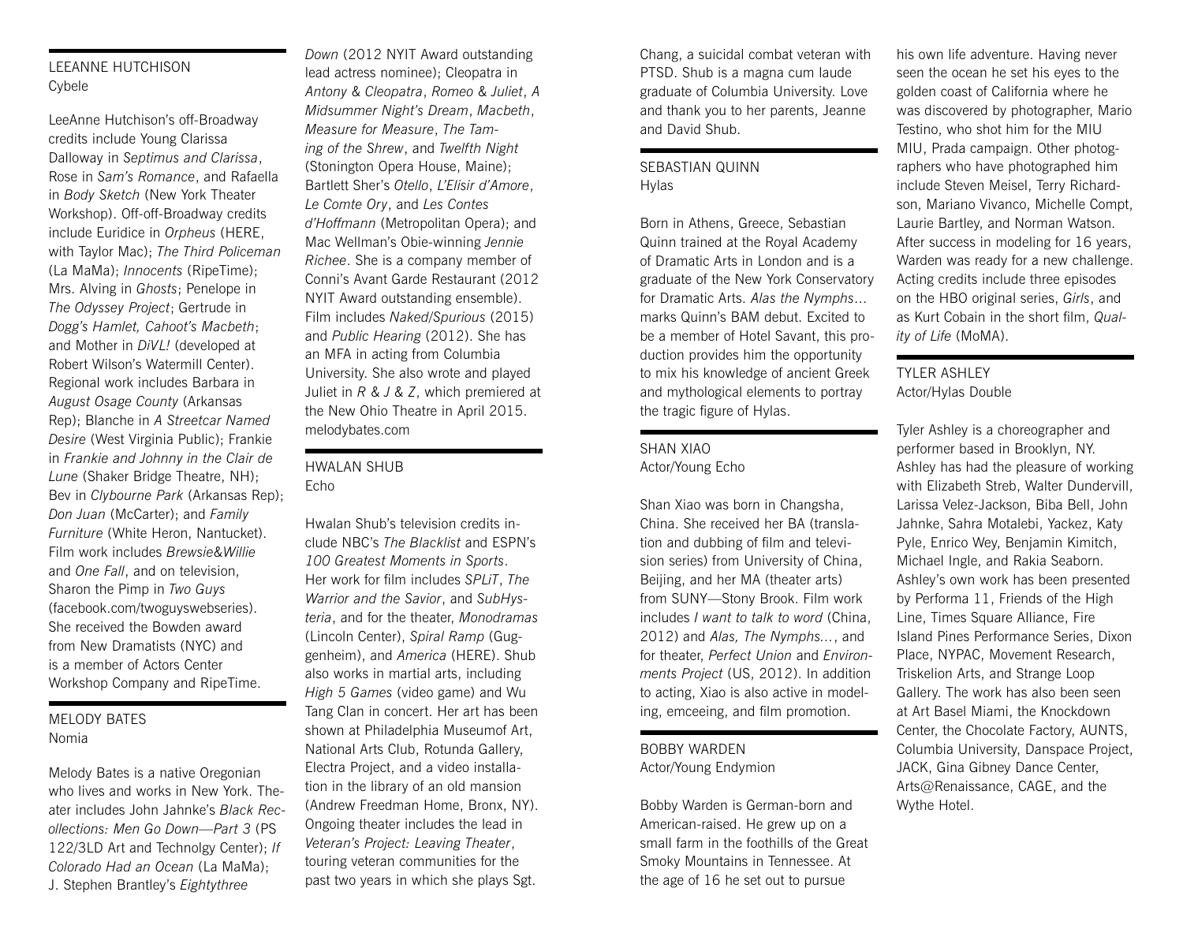## LEEANNE HUTCHISON
Cybele

LeeAnne Hutchison's off-Broadway credits include Young Clarissa Dalloway in *Septimus and Clarissa*, Rose in *Sam's Romance*, and Rafaella in *Body Sketch* (New York Theater Workshop). Off-off-Broadway credits include Euridice in *Orpheus* (HERE, with Taylor Mac); *The Third Policeman* (La MaMa); *Innocents* (RipeTime); Mrs. Alving in *Ghosts*; Penelope in *The Odyssey Project*; Gertrude in *Dogg's Hamlet, Cahoot's Macbeth*; and Mother in *DiVL!* (developed at Robert Wilson's Watermill Center). Regional work includes Barbara in *August Osage County* (Arkansas Rep); Blanche in *A Streetcar Named Desire* (West Virginia Public); Frankie in *Frankie and Johnny in the Clair de Lune* (Shaker Bridge Theatre, NH); Bev in *Clybourne Park* (Arkansas Rep); *Don Juan* (McCarter); and *Family Furniture* (White Heron, Nantucket). Film work includes *Brewsie&Willie* and *One Fall*, and on television, Sharon the Pimp in *Two Guys* (facebook.com/twoguyswebseries). She received the Bowden award from New Dramatists (NYC) and is a member of Actors Center Workshop Company and RipeTime.

## MELODY BATES
Nomia

Melody Bates is a native Oregonian who lives and works in New York. Theater includes John Jahnke's *Black Recollections: Men Go Down—Part 3* (PS 122/3LD Art and Technolgy Center); *If Colorado Had an Ocean* (La MaMa); J. Stephen Brantley's *Eightythree Down* (2012 NYIT Award outstanding lead actress nominee); Cleopatra in *Antony & Cleopatra*, *Romeo & Juliet*, *A Midsummer Night's Dream*, *Macbeth*, *Measure for Measure*, *The Taming of the Shrew*, and *Twelfth Night* (Stonington Opera House, Maine); Bartlett Sher's *Otello*, *L'Elisir d'Amore*, *Le Comte Ory*, and *Les Contes d'Hoffmann* (Metropolitan Opera); and Mac Wellman's Obie-winning *Jennie Richee*. She is a company member of Conni's Avant Garde Restaurant (2012 NYIT Award outstanding ensemble). Film includes *Naked/Spurious* (2015) and *Public Hearing* (2012). She has an MFA in acting from Columbia University. She also wrote and played Juliet in *R & J & Z*, which premiered at the New Ohio Theatre in April 2015. melodybates.com

## HWALAN SHUB
Echo

Hwalan Shub's television credits include NBC's *The Blacklist* and ESPN's *100 Greatest Moments in Sports*. Her work for film includes *SPLiT*, *The Warrior and the Savior*, and *SubHysteria*, and for the theater, *Monodramas* (Lincoln Center), *Spiral Ramp* (Guggenheim), and *America* (HERE). Shub also works in martial arts, including *High 5 Games* (video game) and Wu Tang Clan in concert. Her art has been shown at Philadelphia Museumof Art, National Arts Club, Rotunda Gallery, Electra Project, and a video installation in the library of an old mansion (Andrew Freedman Home, Bronx, NY). Ongoing theater includes the lead in *Veteran's Project: Leaving Theater*, touring veteran communities for the past two years in which she plays Sgt. Chang, a suicidal combat veteran with PTSD. Shub is a magna cum laude graduate of Columbia University. Love and thank you to her parents, Jeanne and David Shub.

## SEBASTIAN QUINN
Hylas

Born in Athens, Greece, Sebastian Quinn trained at the Royal Academy of Dramatic Arts in London and is a graduate of the New York Conservatory for Dramatic Arts. *Alas the Nymphs…* marks Quinn's BAM debut. Excited to be a member of Hotel Savant, this production provides him the opportunity to mix his knowledge of ancient Greek and mythological elements to portray the tragic figure of Hylas.

## SHAN XIAO
Actor/Young Echo

Shan Xiao was born in Changsha, China. She received her BA (translation and dubbing of film and television series) from University of China, Beijing, and her MA (theater arts) from SUNY—Stony Brook. Film work includes *I want to talk to word* (China, 2012) and *Alas, The Nymphs…*, and for theater, *Perfect Union* and *Environments Project* (US, 2012). In addition to acting, Xiao is also active in modeling, emceeing, and film promotion.

## BOBBY WARDEN
Actor/Young Endymion

Bobby Warden is German-born and American-raised. He grew up on a small farm in the foothills of the Great Smoky Mountains in Tennessee. At the age of 16 he set out to pursue his own life adventure. Having never seen the ocean he set his eyes to the golden coast of California where he was discovered by photographer, Mario Testino, who shot him for the MIU MIU, Prada campaign. Other photographers who have photographed him include Steven Meisel, Terry Richardson, Mariano Vivanco, Michelle Compt, Laurie Bartley, and Norman Watson. After success in modeling for 16 years, Warden was ready for a new challenge. Acting credits include three episodes on the HBO original series, *Girls*, and as Kurt Cobain in the short film, *Quality of Life* (MoMA).

## TYLER ASHLEY
Actor/Hylas Double

Tyler Ashley is a choreographer and performer based in Brooklyn, NY. Ashley has had the pleasure of working with Elizabeth Streb, Walter Dundervill, Larissa Velez-Jackson, Biba Bell, John Jahnke, Sahra Motalebi, Yackez, Katy Pyle, Enrico Wey, Benjamin Kimitch, Michael Ingle, and Rakia Seaborn. Ashley's own work has been presented by Performa 11, Friends of the High Line, Times Square Alliance, Fire Island Pines Performance Series, Dixon Place, NYPAC, Movement Research, Triskelion Arts, and Strange Loop Gallery. The work has also been seen at Art Basel Miami, the Knockdown Center, the Chocolate Factory, AUNTS, Columbia University, Danspace Project, JACK, Gina Gibney Dance Center, Arts@Renaissance, CAGE, and the Wythe Hotel.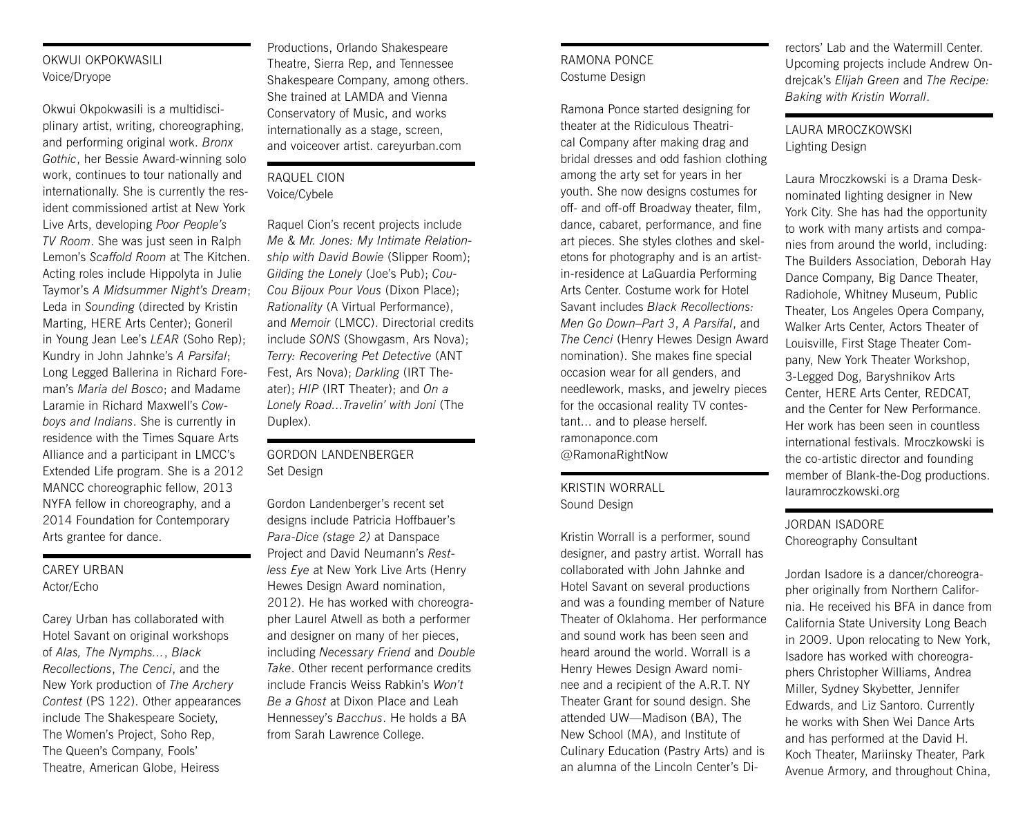## OKWUI OKPOKWASILI
Voice/Dryope

Okwui Okpokwasili is a multidisciplinary artist, writing, choreographing, and performing original work. *Bronx Gothic*, her Bessie Award-winning solo work, continues to tour nationally and internationally. She is currently the resident commissioned artist at New York Live Arts, developing *Poor People's TV Room*. She was just seen in Ralph Lemon's *Scaffold Room* at The Kitchen. Acting roles include Hippolyta in Julie Taymor's *A Midsummer Night's Dream*; Leda in *Sounding* (directed by Kristin Marting, HERE Arts Center); Goneril in Young Jean Lee's *LEAR* (Soho Rep); Kundry in John Jahnke's *A Parsifal*; Long Legged Ballerina in Richard Foreman's *Maria del Bosco*; and Madame Laramie in Richard Maxwell's *Cowboys and Indians*. She is currently in residence with the Times Square Arts Alliance and a participant in LMCC's Extended Life program. She is a 2012 MANCC choreographic fellow, 2013 NYFA fellow in choreography, and a 2014 Foundation for Contemporary Arts grantee for dance.

## CAREY URBAN
Actor/Echo

Carey Urban has collaborated with Hotel Savant on original workshops of *Alas, The Nymphs...*, *Black Recollections*, *The Cenci*, and the New York production of *The Archery Contest* (PS 122). Other appearances include The Shakespeare Society, The Women's Project, Soho Rep, The Queen's Company, Fools' Theatre, American Globe, Heiress Productions, Orlando Shakespeare Theatre, Sierra Rep, and Tennessee Shakespeare Company, among others. She trained at LAMDA and Vienna Conservatory of Music, and works internationally as a stage, screen, and voiceover artist. careyurban.com

## RAQUEL CION
Voice/Cybele

Raquel Cion's recent projects include *Me & Mr. Jones: My Intimate Relationship with David Bowie* (Slipper Room); *Gilding the Lonely* (Joe's Pub); *Cou-Cou Bijoux Pour Vous* (Dixon Place); *Rationality* (A Virtual Performance), and *Memoir* (LMCC). Directorial credits include *SONS* (Showgasm, Ars Nova); *Terry: Recovering Pet Detective* (ANT Fest, Ars Nova); *Darkling* (IRT Theater); *HIP* (IRT Theater); and *On a Lonely Road...Travelin' with Joni* (The Duplex).

## GORDON LANDENBERGER
Set Design

Gordon Landenberger's recent set designs include Patricia Hoffbauer's *Para-Dice (stage 2)* at Danspace Project and David Neumann's *Restless Eye* at New York Live Arts (Henry Hewes Design Award nomination, 2012). He has worked with choreographer Laurel Atwell as both a performer and designer on many of her pieces, including *Necessary Friend* and *Double Take*. Other recent performance credits include Francis Weiss Rabkin's *Won't Be a Ghost* at Dixon Place and Leah Hennessey's *Bacchus*. He holds a BA from Sarah Lawrence College.

## RAMONA PONCE
Costume Design

Ramona Ponce started designing for theater at the Ridiculous Theatrical Company after making drag and bridal dresses and odd fashion clothing among the arty set for years in her youth. She now designs costumes for off- and off-off Broadway theater, film, dance, cabaret, performance, and fine art pieces. She styles clothes and skeletons for photography and is an artist-in-residence at LaGuardia Performing Arts Center. Costume work for Hotel Savant includes *Black Recollections: Men Go Down–Part 3*, *A Parsifal*, and *The Cenci* (Henry Hewes Design Award nomination). She makes fine special occasion wear for all genders, and needlework, masks, and jewelry pieces for the occasional reality TV contestant... and to please herself. ramonaponce.com @RamonaRightNow

## KRISTIN WORRALL
Sound Design

Kristin Worrall is a performer, sound designer, and pastry artist. Worrall has collaborated with John Jahnke and Hotel Savant on several productions and was a founding member of Nature Theater of Oklahoma. Her performance and sound work has been seen and heard around the world. Worrall is a Henry Hewes Design Award nominee and a recipient of the A.R.T. NY Theater Grant for sound design. She attended UW—Madison (BA), The New School (MA), and Institute of Culinary Education (Pastry Arts) and is an alumna of the Lincoln Center's Directors' Lab and the Watermill Center. Upcoming projects include Andrew Ondrejcak's *Elijah Green* and *The Recipe: Baking with Kristin Worrall*.

## LAURA MROCZKOWSKI
Lighting Design

Laura Mroczkowski is a Drama Desk-nominated lighting designer in New York City. She has had the opportunity to work with many artists and companies from around the world, including: The Builders Association, Deborah Hay Dance Company, Big Dance Theater, Radiohole, Whitney Museum, Public Theater, Los Angeles Opera Company, Walker Arts Center, Actors Theater of Louisville, First Stage Theater Company, New York Theater Workshop, 3-Legged Dog, Baryshnikov Arts Center, HERE Arts Center, REDCAT, and the Center for New Performance. Her work has been seen in countless international festivals. Mroczkowski is the co-artistic director and founding member of Blank-the-Dog productions. lauramroczkowski.org

## JORDAN ISADORE
Choreography Consultant

Jordan Isadore is a dancer/choreographer originally from Northern California. He received his BFA in dance from California State University Long Beach in 2009. Upon relocating to New York, Isadore has worked with choreographers Christopher Williams, Andrea Miller, Sydney Skybetter, Jennifer Edwards, and Liz Santoro. Currently he works with Shen Wei Dance Arts and has performed at the David H. Koch Theater, Mariinsky Theater, Park Avenue Armory, and throughout China,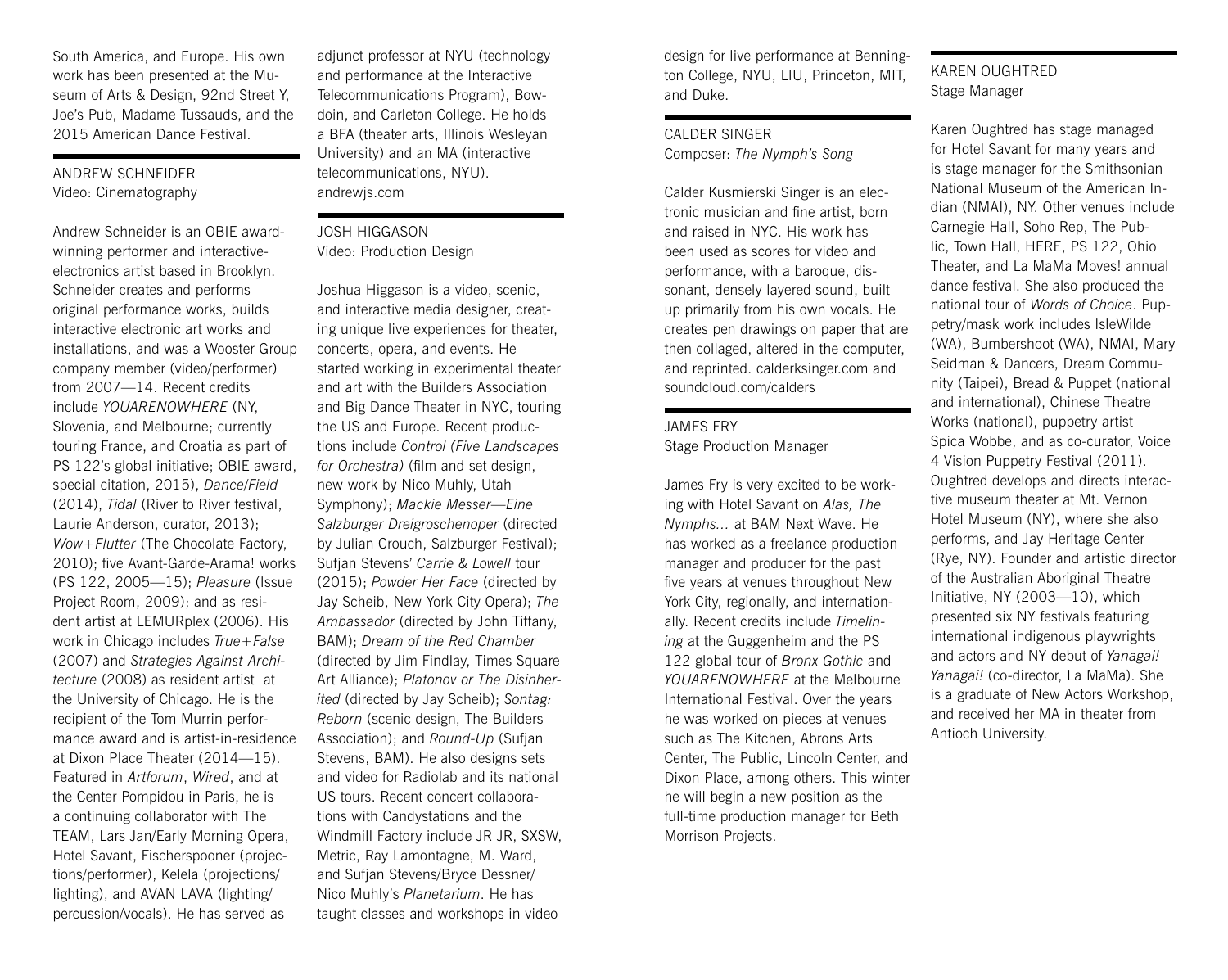South America, and Europe. His own work has been presented at the Museum of Arts & Design, 92nd Street Y, Joe's Pub, Madame Tussauds, and the 2015 American Dance Festival.

## ANDREW SCHNEIDER
Video: Cinematography

Andrew Schneider is an OBIE award-winning performer and interactive-electronics artist based in Brooklyn. Schneider creates and performs original performance works, builds interactive electronic art works and installations, and was a Wooster Group company member (video/performer) from 2007—14. Recent credits include *YOUARENOWHERE* (NY, Slovenia, and Melbourne; currently touring France, and Croatia as part of PS 122's global initiative; OBIE award, special citation, 2015), *Dance/Field* (2014), *Tidal* (River to River festival, Laurie Anderson, curator, 2013); *Wow+Flutter* (The Chocolate Factory, 2010); five Avant-Garde-Arama! works (PS 122, 2005—15); *Pleasure* (Issue Project Room, 2009); and as resident artist at LEMURplex (2006). His work in Chicago includes *True+False* (2007) and *Strategies Against Architecture* (2008) as resident artist at the University of Chicago. He is the recipient of the Tom Murrin performance award and is artist-in-residence at Dixon Place Theater (2014—15). Featured in *Artforum*, *Wired*, and at the Center Pompidou in Paris, he is a continuing collaborator with The TEAM, Lars Jan/Early Morning Opera, Hotel Savant, Fischerspooner (projections/performer), Kelela (projections/lighting), and AVAN LAVA (lighting/percussion/vocals). He has served as adjunct professor at NYU (technology and performance at the Interactive Telecommunications Program), Bowdoin, and Carleton College. He holds a BFA (theater arts, Illinois Wesleyan University) and an MA (interactive telecommunications, NYU). andrewjs.com

## JOSH HIGGASON
Video: Production Design

Joshua Higgason is a video, scenic, and interactive media designer, creating unique live experiences for theater, concerts, opera, and events. He started working in experimental theater and art with the Builders Association and Big Dance Theater in NYC, touring the US and Europe. Recent productions include *Control (Five Landscapes for Orchestra)* (film and set design, new work by Nico Muhly, Utah Symphony); *Mackie Messer—Eine Salzburger Dreigroschenoper* (directed by Julian Crouch, Salzburger Festival); Sufjan Stevens' *Carrie & Lowell* tour (2015); *Powder Her Face* (directed by Jay Scheib, New York City Opera); *The Ambassador* (directed by John Tiffany, BAM); *Dream of the Red Chamber* (directed by Jim Findlay, Times Square Art Alliance); *Platonov or The Disinherited* (directed by Jay Scheib); *Sontag: Reborn* (scenic design, The Builders Association); and *Round-Up* (Sufjan Stevens, BAM). He also designs sets and video for Radiolab and its national US tours. Recent concert collaborations with Candystations and the Windmill Factory include JR JR, SXSW, Metric, Ray Lamontagne, M. Ward, and Sufjan Stevens/Bryce Dessner/Nico Muhly's *Planetarium*. He has taught classes and workshops in video design for live performance at Bennington College, NYU, LIU, Princeton, MIT, and Duke.

## CALDER SINGER
Composer: *The Nymph's Song*

Calder Kusmierski Singer is an electronic musician and fine artist, born and raised in NYC. His work has been used as scores for video and performance, with a baroque, dissonant, densely layered sound, built up primarily from his own vocals. He creates pen drawings on paper that are then collaged, altered in the computer, and reprinted. calderksinger.com and soundcloud.com/calders

## JAMES FRY
Stage Production Manager

James Fry is very excited to be working with Hotel Savant on *Alas, The Nymphs...* at BAM Next Wave. He has worked as a freelance production manager and producer for the past five years at venues throughout New York City, regionally, and internationally. Recent credits include *Timelining* at the Guggenheim and the PS 122 global tour of *Bronx Gothic* and *YOUARENOWHERE* at the Melbourne International Festival. Over the years he was worked on pieces at venues such as The Kitchen, Abrons Arts Center, The Public, Lincoln Center, and Dixon Place, among others. This winter he will begin a new position as the full-time production manager for Beth Morrison Projects.

## KAREN OUGHTRED
Stage Manager

Karen Oughtred has stage managed for Hotel Savant for many years and is stage manager for the Smithsonian National Museum of the American Indian (NMAI), NY. Other venues include Carnegie Hall, Soho Rep, The Public, Town Hall, HERE, PS 122, Ohio Theater, and La MaMa Moves! annual dance festival. She also produced the national tour of *Words of Choice*. Puppetry/mask work includes IsleWilde (WA), Bumbershoot (WA), NMAI, Mary Seidman & Dancers, Dream Community (Taipei), Bread & Puppet (national and international), Chinese Theatre Works (national), puppetry artist Spica Wobbe, and as co-curator, Voice 4 Vision Puppetry Festival (2011). Oughtred develops and directs interactive museum theater at Mt. Vernon Hotel Museum (NY), where she also performs, and Jay Heritage Center (Rye, NY). Founder and artistic director of the Australian Aboriginal Theatre Initiative, NY (2003—10), which presented six NY festivals featuring international indigenous playwrights and actors and NY debut of *Yanagai! Yanagai!* (co-director, La MaMa). She is a graduate of New Actors Workshop, and received her MA in theater from Antioch University.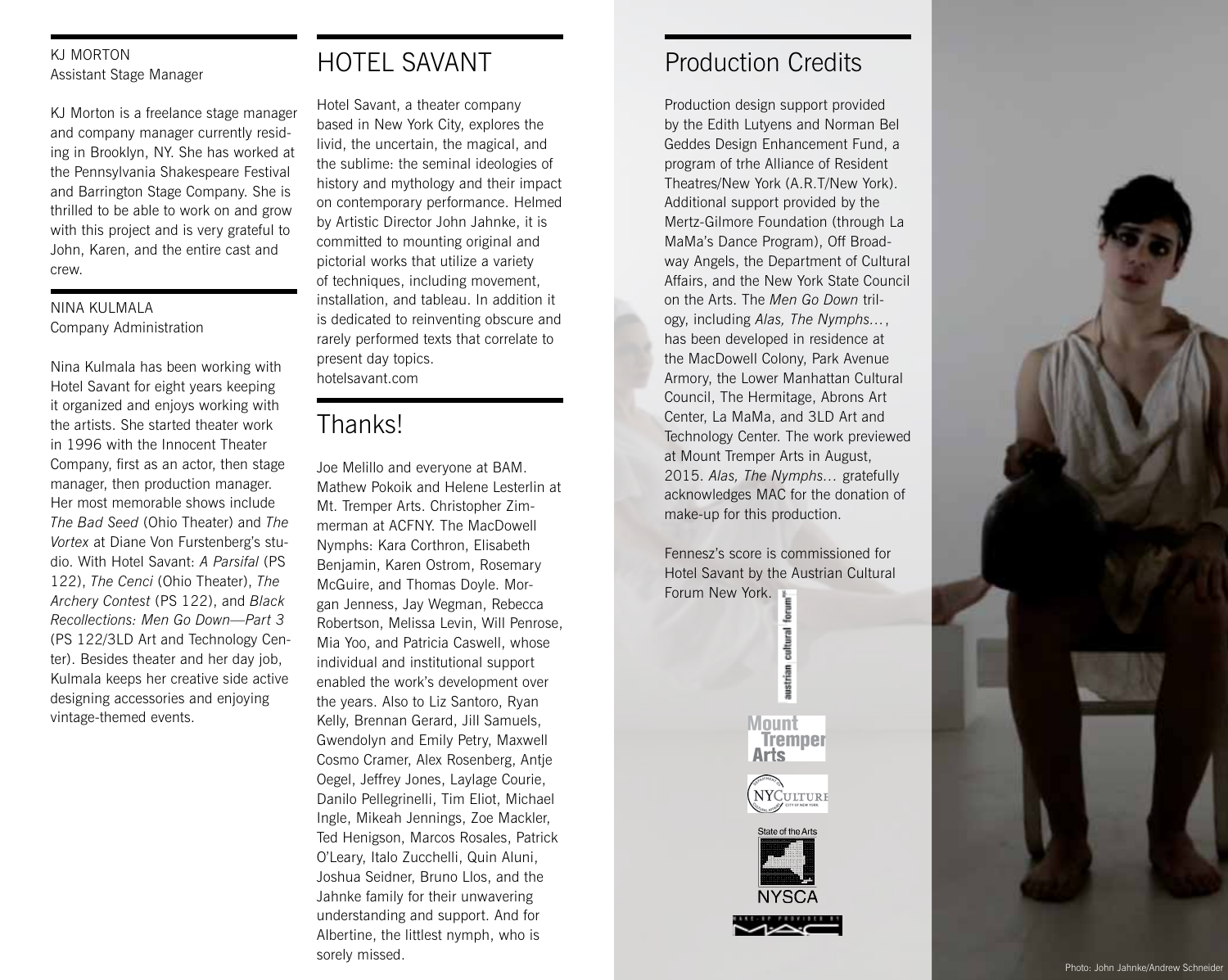## KJ MORTON
Assistant Stage Manager

KJ Morton is a freelance stage manager and company manager currently residing in Brooklyn, NY. She has worked at the Pennsylvania Shakespeare Festival and Barrington Stage Company. She is thrilled to be able to work on and grow with this project and is very grateful to John, Karen, and the entire cast and crew.

## NINA KULMALA
Company Administration

Nina Kulmala has been working with Hotel Savant for eight years keeping it organized and enjoys working with the artists. She started theater work in 1996 with the Innocent Theater Company, first as an actor, then stage manager, then production manager. Her most memorable shows include *The Bad Seed* (Ohio Theater) and *The Vortex* at Diane Von Furstenberg's studio. With Hotel Savant: *A Parsifal* (PS 122), *The Cenci* (Ohio Theater), *The Archery Contest* (PS 122), and *Black Recollections: Men Go Down—Part 3* (PS 122/3LD Art and Technology Center). Besides theater and her day job, Kulmala keeps her creative side active designing accessories and enjoying vintage-themed events.

# HOTEL SAVANT

Hotel Savant, a theater company based in New York City, explores the livid, the uncertain, the magical, and the sublime: the seminal ideologies of history and mythology and their impact on contemporary performance. Helmed by Artistic Director John Jahnke, it is committed to mounting original and pictorial works that utilize a variety of techniques, including movement, installation, and tableau. In addition it is dedicated to reinventing obscure and rarely performed texts that correlate to present day topics.
hotelsavant.com

# Thanks!

Joe Melillo and everyone at BAM. Mathew Pokoik and Helene Lesterlin at Mt. Tremper Arts. Christopher Zimmerman at ACFNY. The MacDowell Nymphs: Kara Corthron, Elisabeth Benjamin, Karen Ostrom, Rosemary McGuire, and Thomas Doyle. Morgan Jenness, Jay Wegman, Rebecca Robertson, Melissa Levin, Will Penrose, Mia Yoo, and Patricia Caswell, whose individual and institutional support enabled the work's development over the years. Also to Liz Santoro, Ryan Kelly, Brennan Gerard, Jill Samuels, Gwendolyn and Emily Petry, Maxwell Cosmo Cramer, Alex Rosenberg, Antje Oegel, Jeffrey Jones, Laylage Courie, Danilo Pellegrinelli, Tim Eliot, Michael Ingle, Mikeah Jennings, Zoe Mackler, Ted Henigson, Marcos Rosales, Patrick O'Leary, Italo Zucchelli, Quin Aluni, Joshua Seidner, Bruno Llos, and the Jahnke family for their unwavering understanding and support. And for Albertine, the littlest nymph, who is sorely missed.

# Production Credits

Production design support provided by the Edith Lutyens and Norman Bel Geddes Design Enhancement Fund, a program of trhe Alliance of Resident Theatres/New York (A.R.T/New York). Additional support provided by the Mertz-Gilmore Foundation (through La MaMa's Dance Program), Off Broadway Angels, the Department of Cultural Affairs, and the New York State Council on the Arts. The *Men Go Down* trilogy, including *Alas, The Nymphs…*, has been developed in residence at the MacDowell Colony, Park Avenue Armory, the Lower Manhattan Cultural Council, The Hermitage, Abrons Art Center, La MaMa, and 3LD Art and Technology Center. The work previewed at Mount Tremper Arts in August, 2015. *Alas, The Nymphs…* gratefully acknowledges MAC for the donation of make-up for this production.

Fennesz's score is commissioned for Hotel Savant by the Austrian Cultural Forum New York.

austrian cultural forum

Mount Tremper Arts

NYCulture

State of the Arts NYSCA

Make-up provided by MAC

Photo: John Jahnke/Andrew Schneider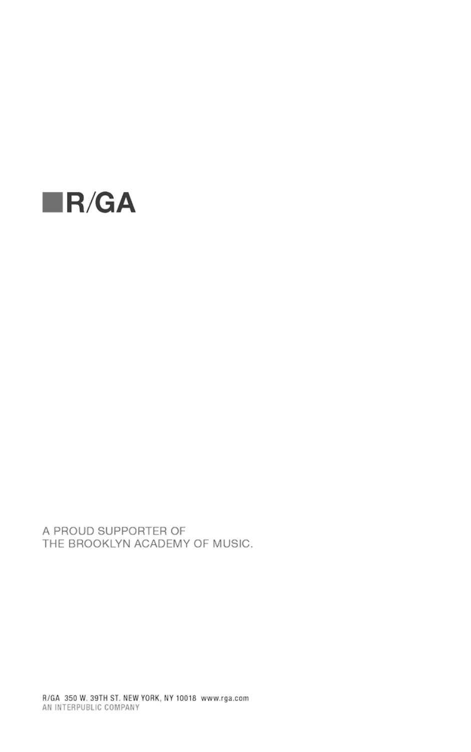■R/GA

A PROUD SUPPORTER OF
THE BROOKLYN ACADEMY OF MUSIC.

R/GA 350 W. 39TH ST. NEW YORK, NY 10018 www.rga.com
AN INTERPUBLIC COMPANY